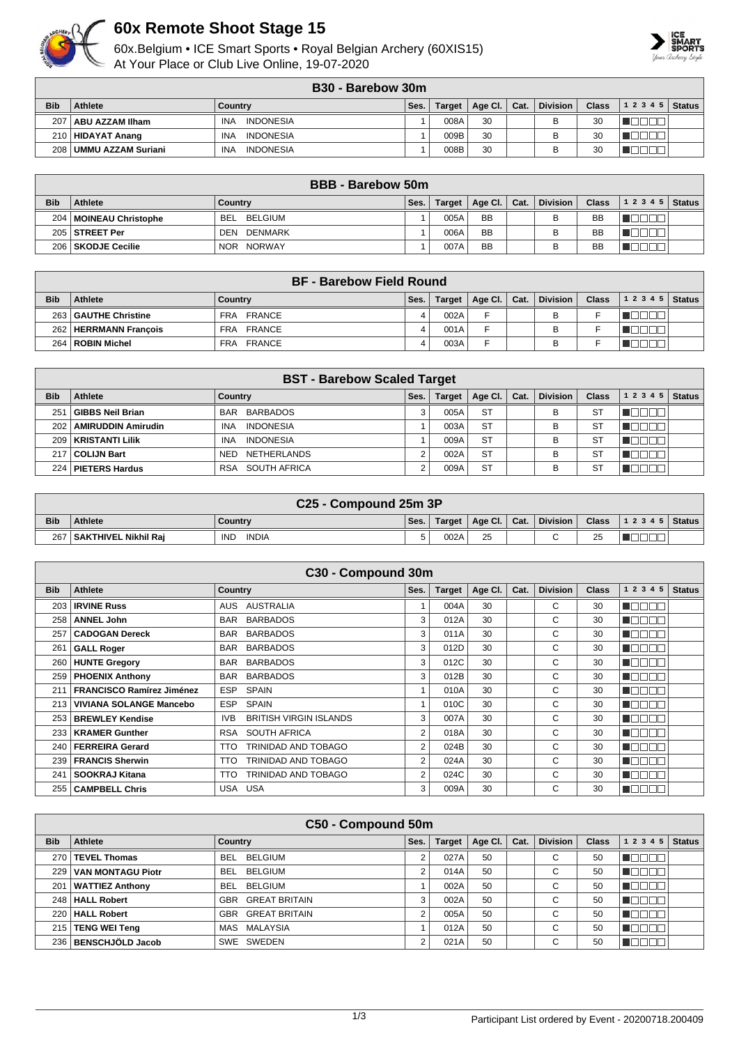# 60x Remote Shoot Stage 15

60x.Belgium • ICE Smart Sports • Royal Belgian Archery (60XIS15)
At Your Place or Club Live Online, 19-07-2020

## B30 - Barebow 30m

| Bib | Athlete | Country | Ses. | Target | Age Cl. | Cat. | Division | Class | 1 2 3 4 5 | Status |
|---|---|---|---|---|---|---|---|---|---|---|
| 207 | **ABU AZZAM Ilham** | INA INDONESIA | 1 | 008A | 30 | | B | 30 | | |
| 210 | **HIDAYAT Anang** | INA INDONESIA | 1 | 009B | 30 | | B | 30 | | |
| 208 | **UMMU AZZAM Suriani** | INA INDONESIA | 1 | 008B | 30 | | B | 30 | | |

## BBB - Barebow 50m

| Bib | Athlete | Country | Ses. | Target | Age Cl. | Cat. | Division | Class | 1 2 3 4 5 | Status |
|---|---|---|---|---|---|---|---|---|---|---|
| 204 | **MOINEAU Christophe** | BEL BELGIUM | 1 | 005A | BB | | B | BB | | |
| 205 | **STREET Per** | DEN DENMARK | 1 | 006A | BB | | B | BB | | |
| 206 | **SKODJE Cecilie** | NOR NORWAY | 1 | 007A | BB | | B | BB | | |

## BF - Barebow Field Round

| Bib | Athlete | Country | Ses. | Target | Age Cl. | Cat. | Division | Class | 1 2 3 4 5 | Status |
|---|---|---|---|---|---|---|---|---|---|---|
| 263 | **GAUTHE Christine** | FRA FRANCE | 4 | 002A | F | | B | F | | |
| 262 | **HERRMANN François** | FRA FRANCE | 4 | 001A | F | | B | F | | |
| 264 | **ROBIN Michel** | FRA FRANCE | 4 | 003A | F | | B | F | | |

## BST - Barebow Scaled Target

| Bib | Athlete | Country | Ses. | Target | Age Cl. | Cat. | Division | Class | 1 2 3 4 5 | Status |
|---|---|---|---|---|---|---|---|---|---|---|
| 251 | **GIBBS Neil Brian** | BAR BARBADOS | 3 | 005A | ST | | B | ST | | |
| 202 | **AMIRUDDIN Amirudin** | INA INDONESIA | 1 | 003A | ST | | B | ST | | |
| 209 | **KRISTANTI Lilik** | INA INDONESIA | 1 | 009A | ST | | B | ST | | |
| 217 | **COLIJN Bart** | NED NETHERLANDS | 2 | 002A | ST | | B | ST | | |
| 224 | **PIETERS Hardus** | RSA SOUTH AFRICA | 2 | 009A | ST | | B | ST | | |

## C25 - Compound 25m 3P

| Bib | Athlete | Country | Ses. | Target | Age Cl. | Cat. | Division | Class | 1 2 3 4 5 | Status |
|---|---|---|---|---|---|---|---|---|---|---|
| 267 | **SAKTHIVEL Nikhil Raj** | IND INDIA | 5 | 002A | 25 | | C | 25 | | |

## C30 - Compound 30m

| Bib | Athlete | Country | Ses. | Target | Age Cl. | Cat. | Division | Class | 1 2 3 4 5 | Status |
|---|---|---|---|---|---|---|---|---|---|---|
| 203 | **IRVINE Russ** | AUS AUSTRALIA | 1 | 004A | 30 | | C | 30 | | |
| 258 | **ANNEL John** | BAR BARBADOS | 3 | 012A | 30 | | C | 30 | | |
| 257 | **CADOGAN Dereck** | BAR BARBADOS | 3 | 011A | 30 | | C | 30 | | |
| 261 | **GALL Roger** | BAR BARBADOS | 3 | 012D | 30 | | C | 30 | | |
| 260 | **HUNTE Gregory** | BAR BARBADOS | 3 | 012C | 30 | | C | 30 | | |
| 259 | **PHOENIX Anthony** | BAR BARBADOS | 3 | 012B | 30 | | C | 30 | | |
| 211 | **FRANCISCO Ramírez Jiménez** | ESP SPAIN | 1 | 010A | 30 | | C | 30 | | |
| 213 | **VIVIANA SOLANGE Mancebo** | ESP SPAIN | 1 | 010C | 30 | | C | 30 | | |
| 253 | **BREWLEY Kendise** | IVB BRITISH VIRGIN ISLANDS | 3 | 007A | 30 | | C | 30 | | |
| 233 | **KRAMER Gunther** | RSA SOUTH AFRICA | 2 | 018A | 30 | | C | 30 | | |
| 240 | **FERREIRA Gerard** | TTO TRINIDAD AND TOBAGO | 2 | 024B | 30 | | C | 30 | | |
| 239 | **FRANCIS Sherwin** | TTO TRINIDAD AND TOBAGO | 2 | 024A | 30 | | C | 30 | | |
| 241 | **SOOKRAJ Kitana** | TTO TRINIDAD AND TOBAGO | 2 | 024C | 30 | | C | 30 | | |
| 255 | **CAMPBELL Chris** | USA USA | 3 | 009A | 30 | | C | 30 | | |

## C50 - Compound 50m

| Bib | Athlete | Country | Ses. | Target | Age Cl. | Cat. | Division | Class | 1 2 3 4 5 | Status |
|---|---|---|---|---|---|---|---|---|---|---|
| 270 | **TEVEL Thomas** | BEL BELGIUM | 2 | 027A | 50 | | C | 50 | | |
| 229 | **VAN MONTAGU Piotr** | BEL BELGIUM | 2 | 014A | 50 | | C | 50 | | |
| 201 | **WATTIEZ Anthony** | BEL BELGIUM | 1 | 002A | 50 | | C | 50 | | |
| 248 | **HALL Robert** | GBR GREAT BRITAIN | 3 | 002A | 50 | | C | 50 | | |
| 220 | **HALL Robert** | GBR GREAT BRITAIN | 2 | 005A | 50 | | C | 50 | | |
| 215 | **TENG WEI Teng** | MAS MALAYSIA | 1 | 012A | 50 | | C | 50 | | |
| 236 | **BENSCHJÖLD Jacob** | SWE SWEDEN | 2 | 021A | 50 | | C | 50 | | |

Participant List ordered by Event - 20200718.200409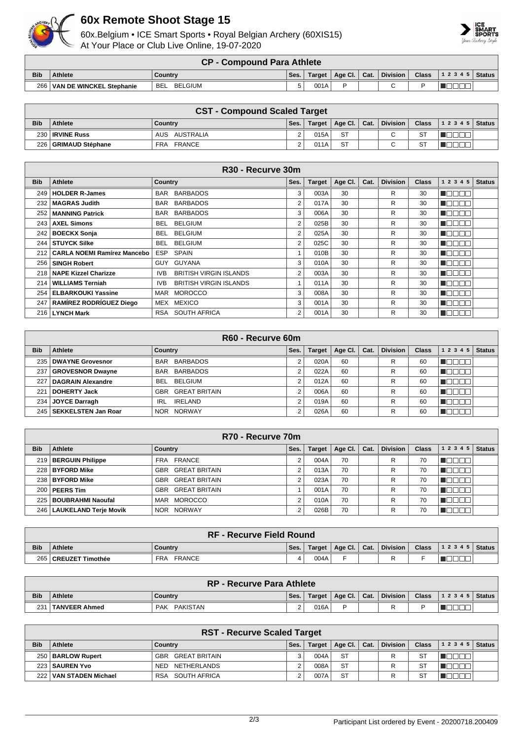# 60x Remote Shoot Stage 15

60x.Belgium • ICE Smart Sports • Royal Belgian Archery (60XIS15)
At Your Place or Club Live Online, 19-07-2020

## CP - Compound Para Athlete

| Bib | Athlete | Country | Ses. | Target | Age Cl. | Cat. | Division | Class | 1 2 3 4 5 | Status |
|---|---|---|---|---|---|---|---|---|---|---|
| 266 | VAN DE WINCKEL Stephanie | BEL BELGIUM | 5 | 001A | P | | C | P | | |

## CST - Compound Scaled Target

| Bib | Athlete | Country | Ses. | Target | Age Cl. | Cat. | Division | Class | 1 2 3 4 5 | Status |
|---|---|---|---|---|---|---|---|---|---|---|
| 230 | IRVINE Russ | AUS AUSTRALIA | 2 | 015A | ST | | C | ST | | |
| 226 | GRIMAUD Stéphane | FRA FRANCE | 2 | 011A | ST | | C | ST | | |

## R30 - Recurve 30m

| Bib | Athlete | Country | Ses. | Target | Age Cl. | Cat. | Division | Class | 1 2 3 4 5 | Status |
|---|---|---|---|---|---|---|---|---|---|---|
| 249 | HOLDER R-James | BAR BARBADOS | 3 | 003A | 30 | | R | 30 | | |
| 232 | MAGRAS Judith | BAR BARBADOS | 2 | 017A | 30 | | R | 30 | | |
| 252 | MANNING Patrick | BAR BARBADOS | 3 | 006A | 30 | | R | 30 | | |
| 243 | AXEL Simons | BEL BELGIUM | 2 | 025B | 30 | | R | 30 | | |
| 242 | BOECKX Sonja | BEL BELGIUM | 2 | 025A | 30 | | R | 30 | | |
| 244 | STUYCK Silke | BEL BELGIUM | 2 | 025C | 30 | | R | 30 | | |
| 212 | CARLA NOEMI Ramírez Mancebo | ESP SPAIN | 1 | 010B | 30 | | R | 30 | | |
| 256 | SINGH Robert | GUY GUYANA | 3 | 010A | 30 | | R | 30 | | |
| 218 | NAPE Kizzel Charizze | IVB BRITISH VIRGIN ISLANDS | 2 | 003A | 30 | | R | 30 | | |
| 214 | WILLIAMS Terniah | IVB BRITISH VIRGIN ISLANDS | 1 | 011A | 30 | | R | 30 | | |
| 254 | ELBARKOUKI Yassine | MAR MOROCCO | 3 | 008A | 30 | | R | 30 | | |
| 247 | RAMÍREZ RODRÍGUEZ Diego | MEX MEXICO | 3 | 001A | 30 | | R | 30 | | |
| 216 | LYNCH Mark | RSA SOUTH AFRICA | 2 | 001A | 30 | | R | 30 | | |

## R60 - Recurve 60m

| Bib | Athlete | Country | Ses. | Target | Age Cl. | Cat. | Division | Class | 1 2 3 4 5 | Status |
|---|---|---|---|---|---|---|---|---|---|---|
| 235 | DWAYNE Grovesnor | BAR BARBADOS | 2 | 020A | 60 | | R | 60 | | |
| 237 | GROVESNOR Dwayne | BAR BARBADOS | 2 | 022A | 60 | | R | 60 | | |
| 227 | DAGRAIN Alexandre | BEL BELGIUM | 2 | 012A | 60 | | R | 60 | | |
| 221 | DOHERTY Jack | GBR GREAT BRITAIN | 2 | 006A | 60 | | R | 60 | | |
| 234 | JOYCE Darragh | IRL IRELAND | 2 | 019A | 60 | | R | 60 | | |
| 245 | SEKKELSTEN Jan Roar | NOR NORWAY | 2 | 026A | 60 | | R | 60 | | |

## R70 - Recurve 70m

| Bib | Athlete | Country | Ses. | Target | Age Cl. | Cat. | Division | Class | 1 2 3 4 5 | Status |
|---|---|---|---|---|---|---|---|---|---|---|
| 219 | BERGUIN Philippe | FRA FRANCE | 2 | 004A | 70 | | R | 70 | | |
| 228 | BYFORD Mike | GBR GREAT BRITAIN | 2 | 013A | 70 | | R | 70 | | |
| 238 | BYFORD Mike | GBR GREAT BRITAIN | 2 | 023A | 70 | | R | 70 | | |
| 200 | PEERS Tim | GBR GREAT BRITAIN | 1 | 001A | 70 | | R | 70 | | |
| 225 | BOUBRAHMI Naoufal | MAR MOROCCO | 2 | 010A | 70 | | R | 70 | | |
| 246 | LAUKELAND Terje Movik | NOR NORWAY | 2 | 026B | 70 | | R | 70 | | |

## RF - Recurve Field Round

| Bib | Athlete | Country | Ses. | Target | Age Cl. | Cat. | Division | Class | 1 2 3 4 5 | Status |
|---|---|---|---|---|---|---|---|---|---|---|
| 265 | CREUZET Timothée | FRA FRANCE | 4 | 004A | F | | R | F | | |

## RP - Recurve Para Athlete

| Bib | Athlete | Country | Ses. | Target | Age Cl. | Cat. | Division | Class | 1 2 3 4 5 | Status |
|---|---|---|---|---|---|---|---|---|---|---|
| 231 | TANVEER Ahmed | PAK PAKISTAN | 2 | 016A | P | | R | P | | |

## RST - Recurve Scaled Target

| Bib | Athlete | Country | Ses. | Target | Age Cl. | Cat. | Division | Class | 1 2 3 4 5 | Status |
|---|---|---|---|---|---|---|---|---|---|---|
| 250 | BARLOW Rupert | GBR GREAT BRITAIN | 3 | 004A | ST | | R | ST | | |
| 223 | SAUREN Yvo | NED NETHERLANDS | 2 | 008A | ST | | R | ST | | |
| 222 | VAN STADEN Michael | RSA SOUTH AFRICA | 2 | 007A | ST | | R | ST | | |

Participant List ordered by Event - 20200718.200409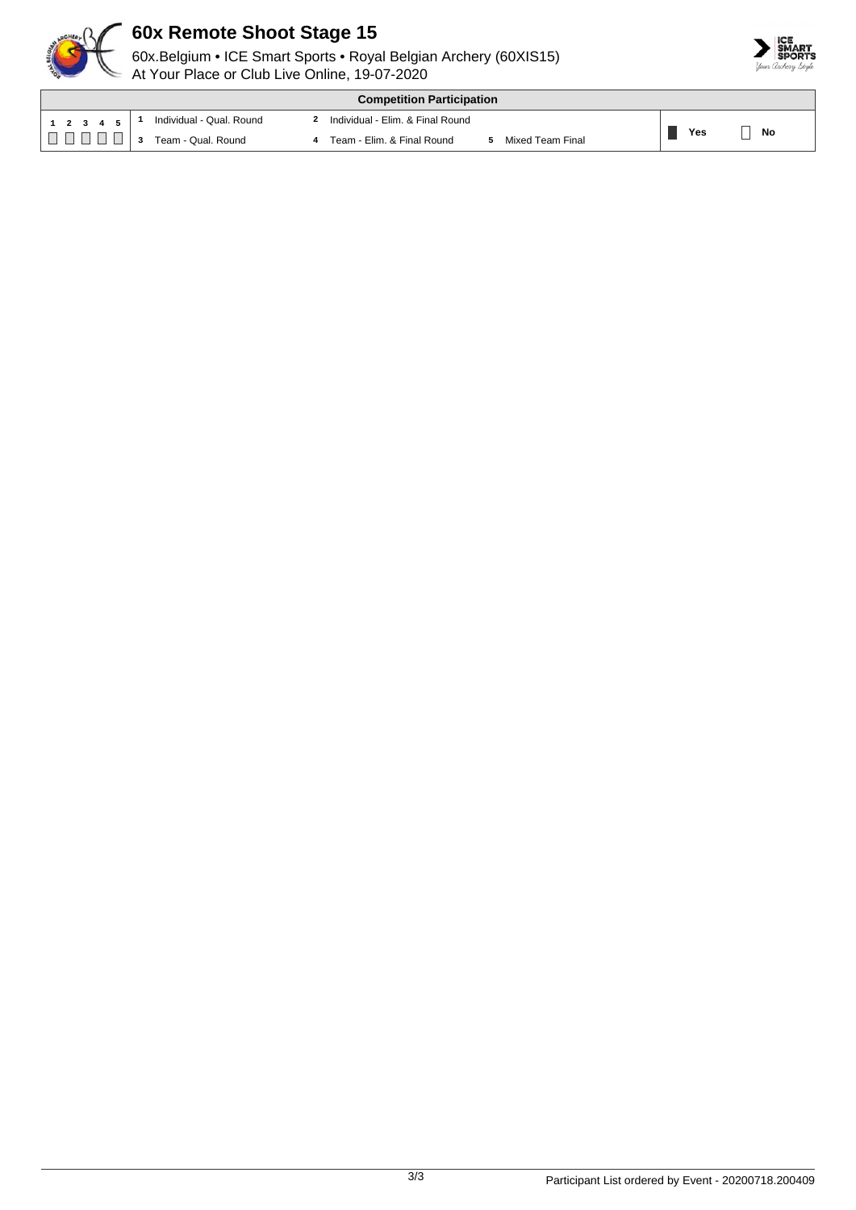# 60x Remote Shoot Stage 15

60x.Belgium • ICE Smart Sports • Royal Belgian Archery (60XIS15)
At Your Place or Club Live Online, 19-07-2020

| Competition Participation | | | | | |
|---|---|---|---|---|---|
| 1 2 3 4 5 | 1 Individual - Qual. Round | 2 Individual - Elim. & Final Round | | Yes | No |
| | 3 Team - Qual. Round | 4 Team - Elim. & Final Round | 5 Mixed Team Final | | |

Participant List ordered by Event - 20200718.200409